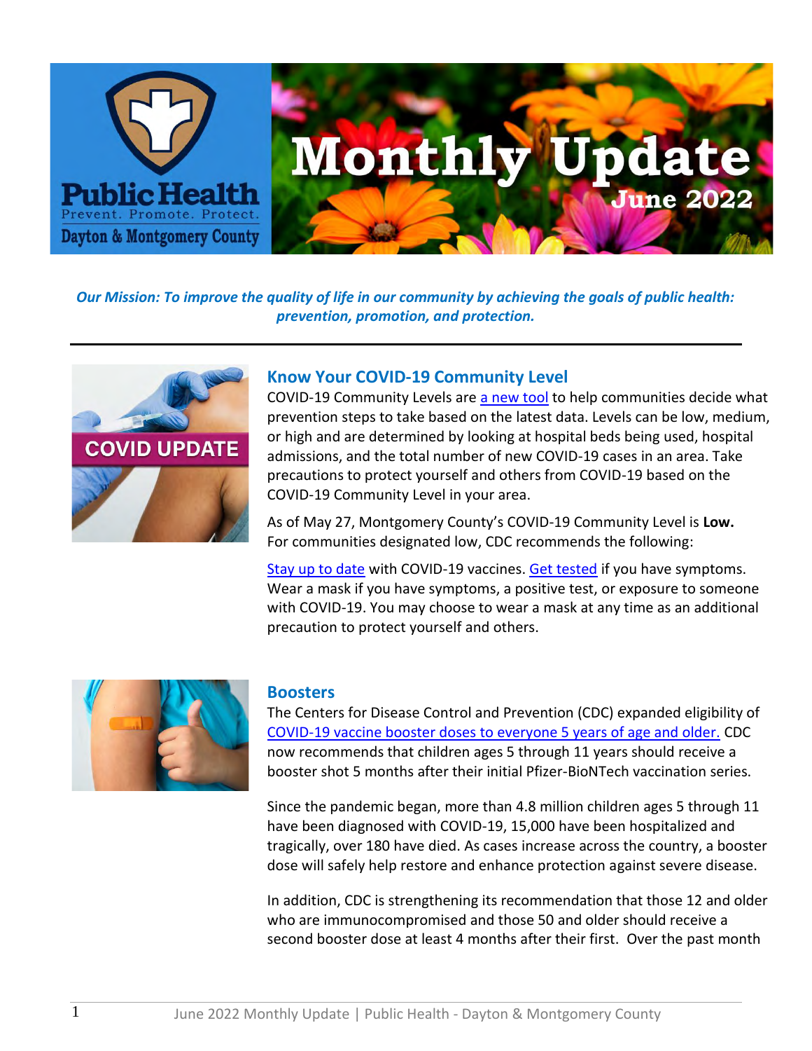# Monthly Update

June 2022

Public Health
Prevent. Promote. Protect.
Dayton & Montgomery County

*Our Mission: To improve the quality of life in our community by achieving the goals of public health: prevention, promotion, and protection.*

---

## Know Your COVID-19 Community Level

COVID-19 Community Levels are a new tool to help communities decide what prevention steps to take based on the latest data. Levels can be low, medium, or high and are determined by looking at hospital beds being used, hospital admissions, and the total number of new COVID-19 cases in an area. Take precautions to protect yourself and others from COVID-19 based on the COVID-19 Community Level in your area.

As of May 27, Montgomery County's COVID-19 Community Level is **Low.** For communities designated low, CDC recommends the following:

Stay up to date with COVID-19 vaccines. Get tested if you have symptoms. Wear a mask if you have symptoms, a positive test, or exposure to someone with COVID-19. You may choose to wear a mask at any time as an additional precaution to protect yourself and others.

## Boosters

The Centers for Disease Control and Prevention (CDC) expanded eligibility of COVID-19 vaccine booster doses to everyone 5 years of age and older. CDC now recommends that children ages 5 through 11 years should receive a booster shot 5 months after their initial Pfizer-BioNTech vaccination series.

Since the pandemic began, more than 4.8 million children ages 5 through 11 have been diagnosed with COVID-19, 15,000 have been hospitalized and tragically, over 180 have died. As cases increase across the country, a booster dose will safely help restore and enhance protection against severe disease.

In addition, CDC is strengthening its recommendation that those 12 and older who are immunocompromised and those 50 and older should receive a second booster dose at least 4 months after their first. Over the past month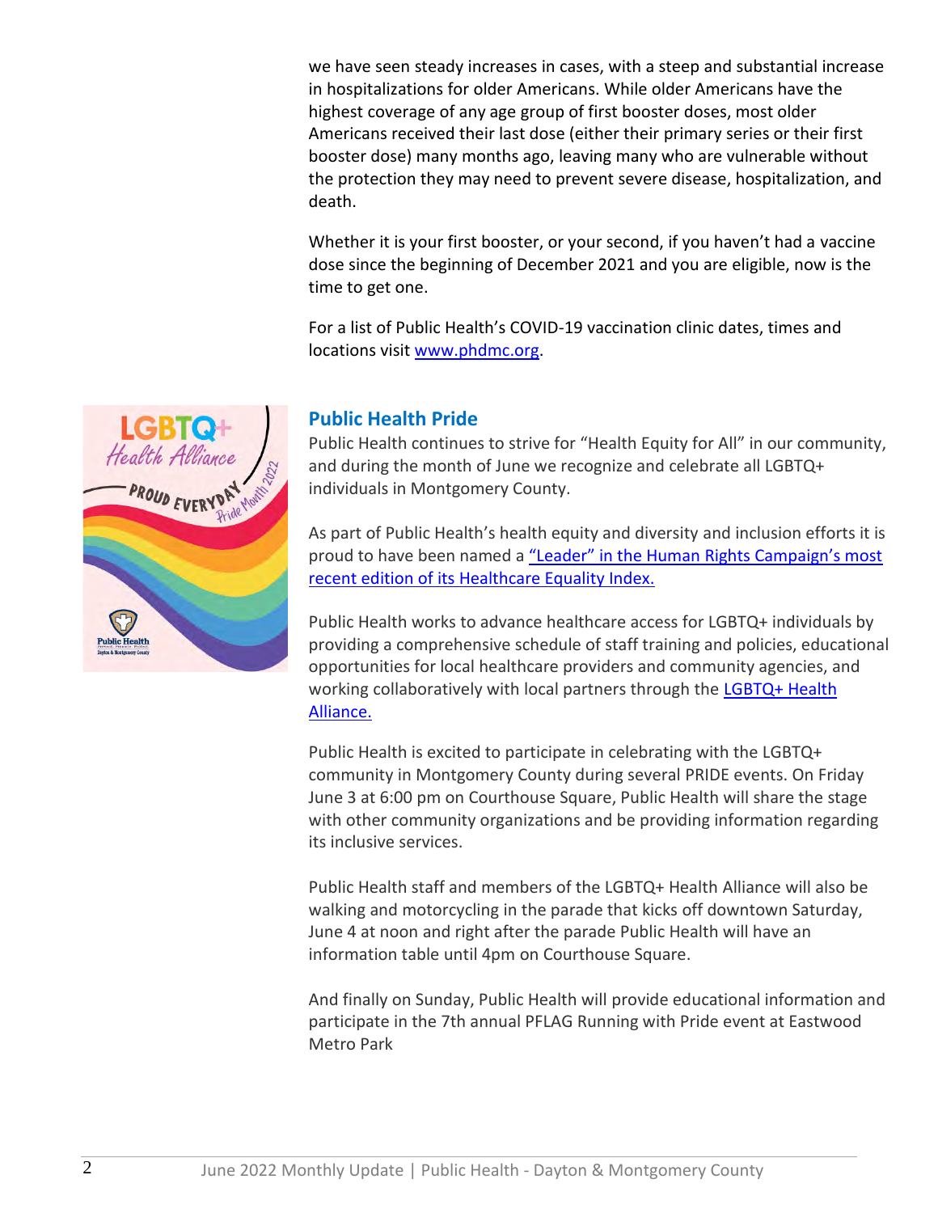we have seen steady increases in cases, with a steep and substantial increase in hospitalizations for older Americans. While older Americans have the highest coverage of any age group of first booster doses, most older Americans received their last dose (either their primary series or their first booster dose) many months ago, leaving many who are vulnerable without the protection they may need to prevent severe disease, hospitalization, and death.

Whether it is your first booster, or your second, if you haven't had a vaccine dose since the beginning of December 2021 and you are eligible, now is the time to get one.

For a list of Public Health's COVID-19 vaccination clinic dates, times and locations visit [www.phdmc.org](www.phdmc.org).

## Public Health Pride

Public Health continues to strive for "Health Equity for All" in our community, and during the month of June we recognize and celebrate all LGBTQ+ individuals in Montgomery County.

As part of Public Health's health equity and diversity and inclusion efforts it is proud to have been named a "Leader" in the Human Rights Campaign's most recent edition of its Healthcare Equality Index.

Public Health works to advance healthcare access for LGBTQ+ individuals by providing a comprehensive schedule of staff training and policies, educational opportunities for local healthcare providers and community agencies, and working collaboratively with local partners through the LGBTQ+ Health Alliance.

Public Health is excited to participate in celebrating with the LGBTQ+ community in Montgomery County during several PRIDE events. On Friday June 3 at 6:00 pm on Courthouse Square, Public Health will share the stage with other community organizations and be providing information regarding its inclusive services.

Public Health staff and members of the LGBTQ+ Health Alliance will also be walking and motorcycling in the parade that kicks off downtown Saturday, June 4 at noon and right after the parade Public Health will have an information table until 4pm on Courthouse Square.

And finally on Sunday, Public Health will provide educational information and participate in the 7th annual PFLAG Running with Pride event at Eastwood Metro Park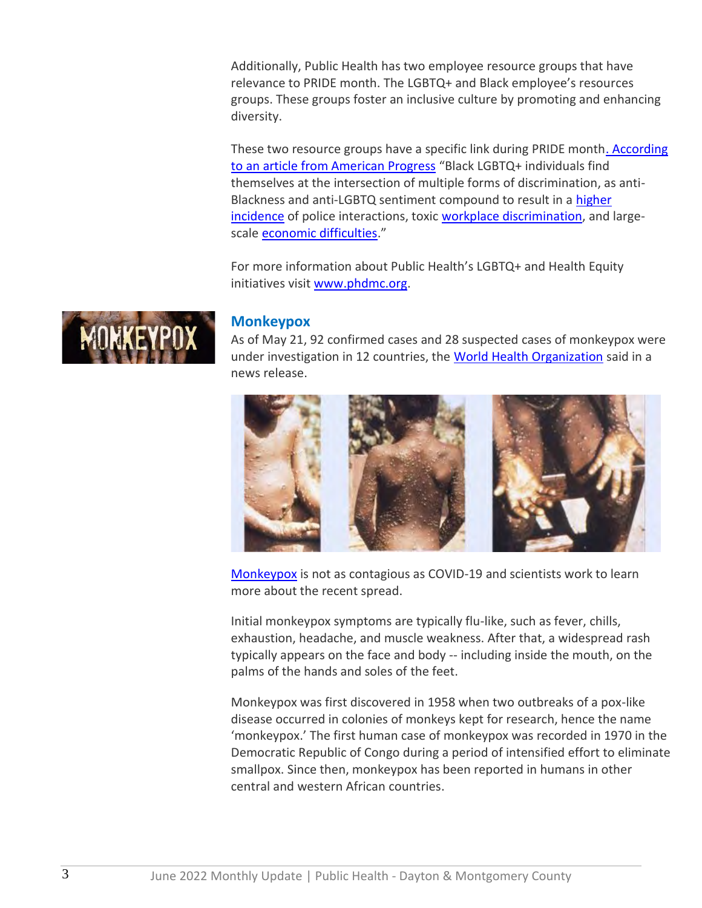Additionally, Public Health has two employee resource groups that have relevance to PRIDE month. The LGBTQ+ and Black employee's resources groups. These groups foster an inclusive culture by promoting and enhancing diversity.

These two resource groups have a specific link during PRIDE month. According to an article from American Progress "Black LGBTQ+ individuals find themselves at the intersection of multiple forms of discrimination, as anti-Blackness and anti-LGBTQ sentiment compound to result in a higher incidence of police interactions, toxic workplace discrimination, and large-scale economic difficulties."

For more information about Public Health's LGBTQ+ and Health Equity initiatives visit www.phdmc.org.

## Monkeypox

As of May 21, 92 confirmed cases and 28 suspected cases of monkeypox were under investigation in 12 countries, the World Health Organization said in a news release.

Monkeypox is not as contagious as COVID-19 and scientists work to learn more about the recent spread.

Initial monkeypox symptoms are typically flu-like, such as fever, chills, exhaustion, headache, and muscle weakness. After that, a widespread rash typically appears on the face and body -- including inside the mouth, on the palms of the hands and soles of the feet.

Monkeypox was first discovered in 1958 when two outbreaks of a pox-like disease occurred in colonies of monkeys kept for research, hence the name 'monkeypox.' The first human case of monkeypox was recorded in 1970 in the Democratic Republic of Congo during a period of intensified effort to eliminate smallpox. Since then, monkeypox has been reported in humans in other central and western African countries.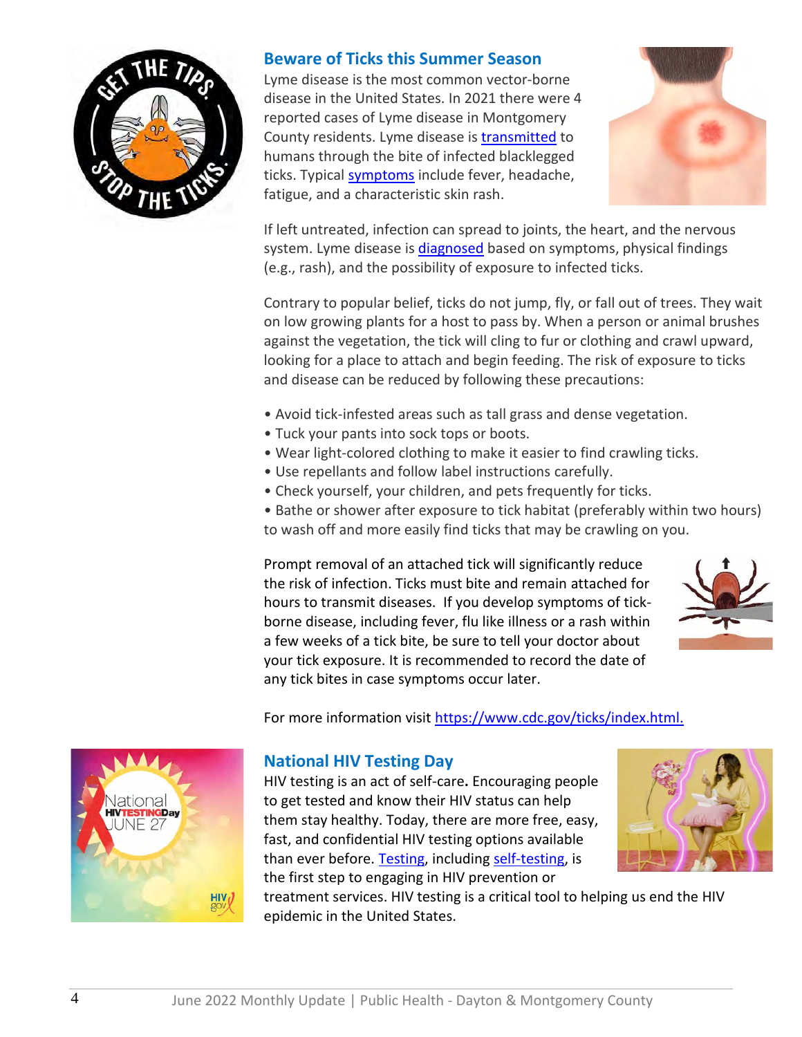## Beware of Ticks this Summer Season

Lyme disease is the most common vector-borne disease in the United States. In 2021 there were 4 reported cases of Lyme disease in Montgomery County residents. Lyme disease is transmitted to humans through the bite of infected blacklegged ticks. Typical symptoms include fever, headache, fatigue, and a characteristic skin rash.

If left untreated, infection can spread to joints, the heart, and the nervous system. Lyme disease is diagnosed based on symptoms, physical findings (e.g., rash), and the possibility of exposure to infected ticks.

Contrary to popular belief, ticks do not jump, fly, or fall out of trees. They wait on low growing plants for a host to pass by. When a person or animal brushes against the vegetation, the tick will cling to fur or clothing and crawl upward, looking for a place to attach and begin feeding. The risk of exposure to ticks and disease can be reduced by following these precautions:

- Avoid tick-infested areas such as tall grass and dense vegetation.
- Tuck your pants into sock tops or boots.
- Wear light-colored clothing to make it easier to find crawling ticks.
- Use repellants and follow label instructions carefully.
- Check yourself, your children, and pets frequently for ticks.
- Bathe or shower after exposure to tick habitat (preferably within two hours) to wash off and more easily find ticks that may be crawling on you.

Prompt removal of an attached tick will significantly reduce the risk of infection. Ticks must bite and remain attached for hours to transmit diseases. If you develop symptoms of tick-borne disease, including fever, flu like illness or a rash within a few weeks of a tick bite, be sure to tell your doctor about your tick exposure. It is recommended to record the date of any tick bites in case symptoms occur later.

For more information visit https://www.cdc.gov/ticks/index.html.

## National HIV Testing Day

HIV testing is an act of self-care**.** Encouraging people to get tested and know their HIV status can help them stay healthy. Today, there are more free, easy, fast, and confidential HIV testing options available than ever before. Testing, including self-testing, is the first step to engaging in HIV prevention or treatment services. HIV testing is a critical tool to helping us end the HIV epidemic in the United States.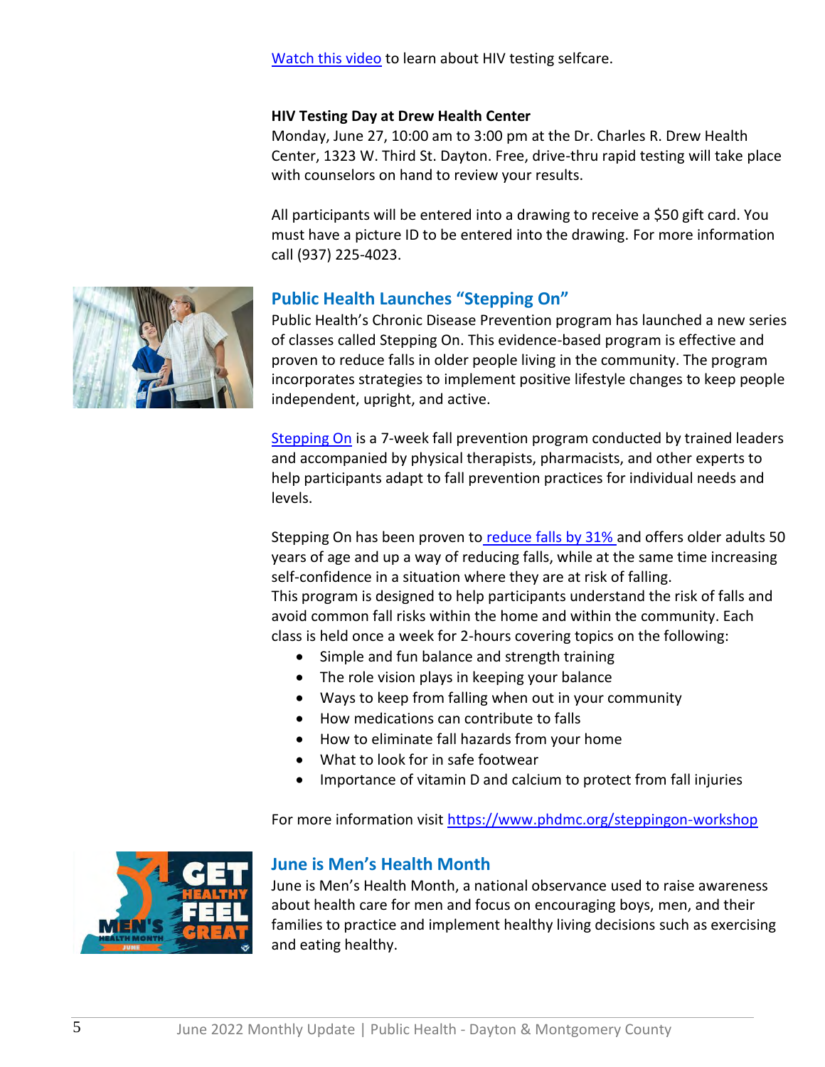Watch this video to learn about HIV testing selfcare.

**HIV Testing Day at Drew Health Center**

Monday, June 27, 10:00 am to 3:00 pm at the Dr. Charles R. Drew Health Center, 1323 W. Third St. Dayton. Free, drive-thru rapid testing will take place with counselors on hand to review your results.

All participants will be entered into a drawing to receive a $50 gift card. You must have a picture ID to be entered into the drawing. For more information call (937) 225-4023.

## Public Health Launches "Stepping On"

Public Health's Chronic Disease Prevention program has launched a new series of classes called Stepping On. This evidence-based program is effective and proven to reduce falls in older people living in the community. The program incorporates strategies to implement positive lifestyle changes to keep people independent, upright, and active.

Stepping On is a 7-week fall prevention program conducted by trained leaders and accompanied by physical therapists, pharmacists, and other experts to help participants adapt to fall prevention practices for individual needs and levels.

Stepping On has been proven to reduce falls by 31% and offers older adults 50 years of age and up a way of reducing falls, while at the same time increasing self-confidence in a situation where they are at risk of falling.
This program is designed to help participants understand the risk of falls and avoid common fall risks within the home and within the community. Each class is held once a week for 2-hours covering topics on the following:

- Simple and fun balance and strength training
- The role vision plays in keeping your balance
- Ways to keep from falling when out in your community
- How medications can contribute to falls
- How to eliminate fall hazards from your home
- What to look for in safe footwear
- Importance of vitamin D and calcium to protect from fall injuries

For more information visit https://www.phdmc.org/steppingon-workshop

## June is Men's Health Month

June is Men's Health Month, a national observance used to raise awareness about health care for men and focus on encouraging boys, men, and their families to practice and implement healthy living decisions such as exercising and eating healthy.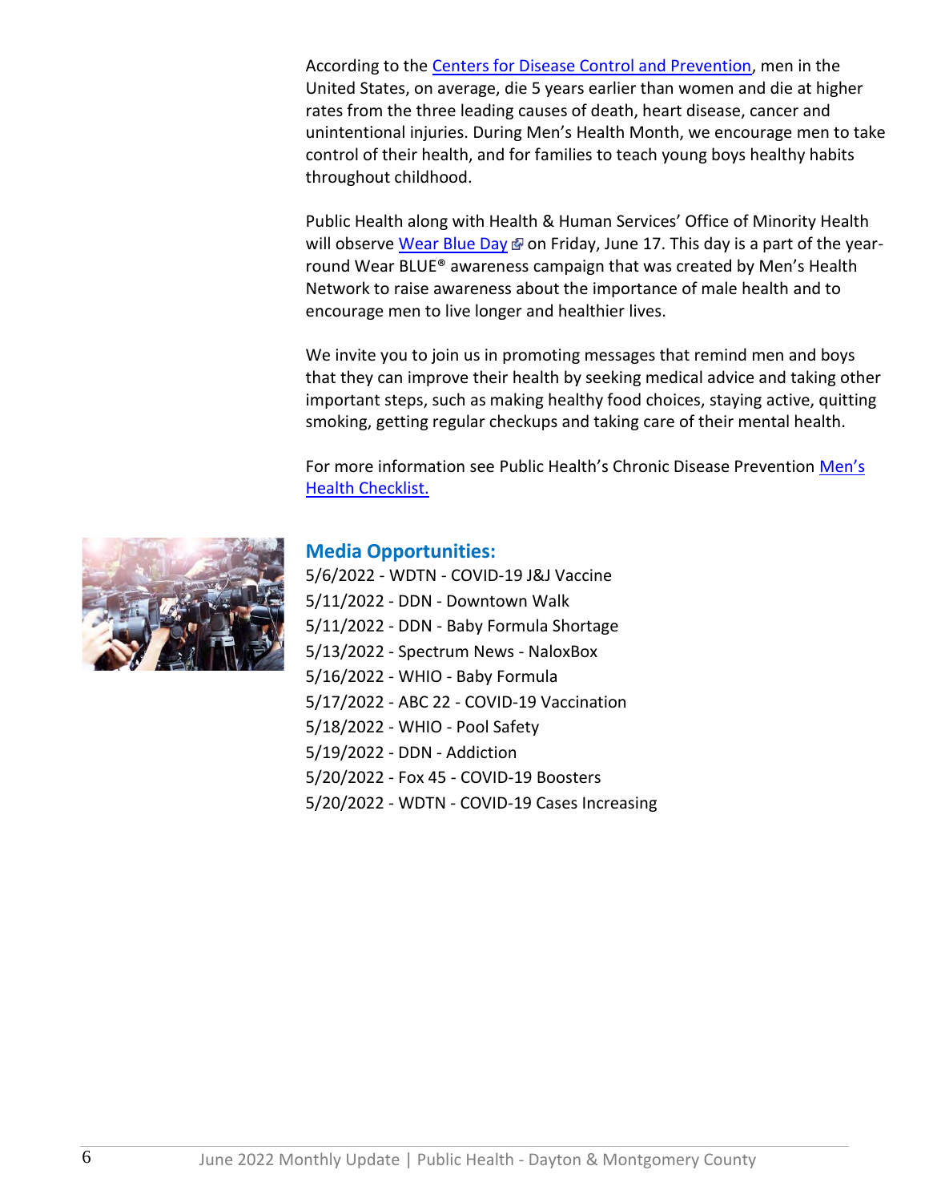According to the Centers for Disease Control and Prevention, men in the United States, on average, die 5 years earlier than women and die at higher rates from the three leading causes of death, heart disease, cancer and unintentional injuries. During Men's Health Month, we encourage men to take control of their health, and for families to teach young boys healthy habits throughout childhood.

Public Health along with Health & Human Services' Office of Minority Health will observe Wear Blue Day on Friday, June 17. This day is a part of the year-round Wear BLUE® awareness campaign that was created by Men's Health Network to raise awareness about the importance of male health and to encourage men to live longer and healthier lives.

We invite you to join us in promoting messages that remind men and boys that they can improve their health by seeking medical advice and taking other important steps, such as making healthy food choices, staying active, quitting smoking, getting regular checkups and taking care of their mental health.

For more information see Public Health's Chronic Disease Prevention Men's Health Checklist.

## Media Opportunities:

5/6/2022 - WDTN - COVID-19 J&J Vaccine
5/11/2022 - DDN - Downtown Walk
5/11/2022 - DDN - Baby Formula Shortage
5/13/2022 - Spectrum News - NaloxBox
5/16/2022 - WHIO - Baby Formula
5/17/2022 - ABC 22 - COVID-19 Vaccination
5/18/2022 - WHIO - Pool Safety
5/19/2022 - DDN - Addiction
5/20/2022 - Fox 45 - COVID-19 Boosters
5/20/2022 - WDTN - COVID-19 Cases Increasing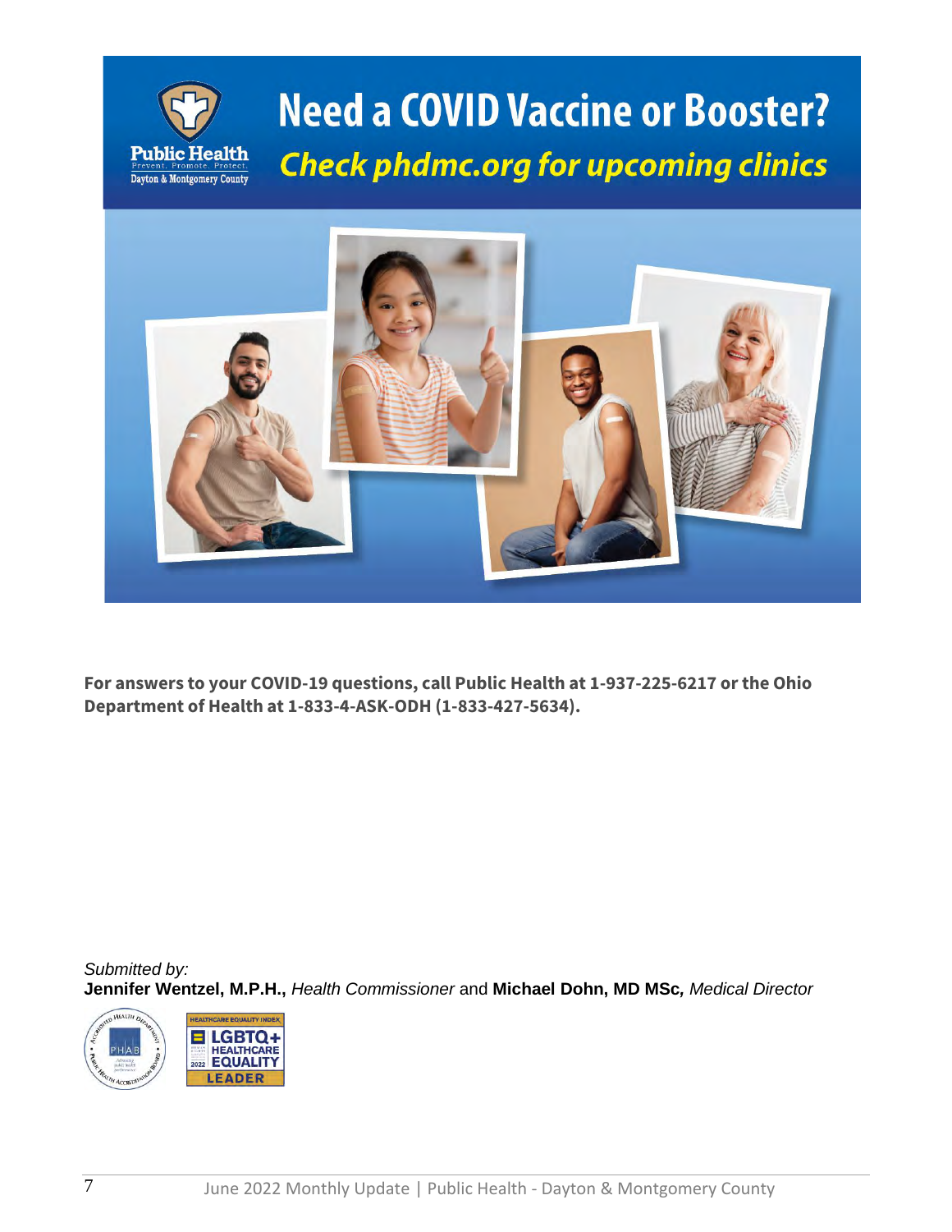# Need a COVID Vaccine or Booster?

## *Check phdmc.org for upcoming clinics*

**For answers to your COVID-19 questions, call Public Health at 1-937-225-6217 or the Ohio Department of Health at 1-833-4-ASK-ODH (1-833-427-5634).**

*Submitted by:*
**Jennifer Wentzel, M.P.H.,** *Health Commissioner* and **Michael Dohn, MD MSc***, Medical Director*